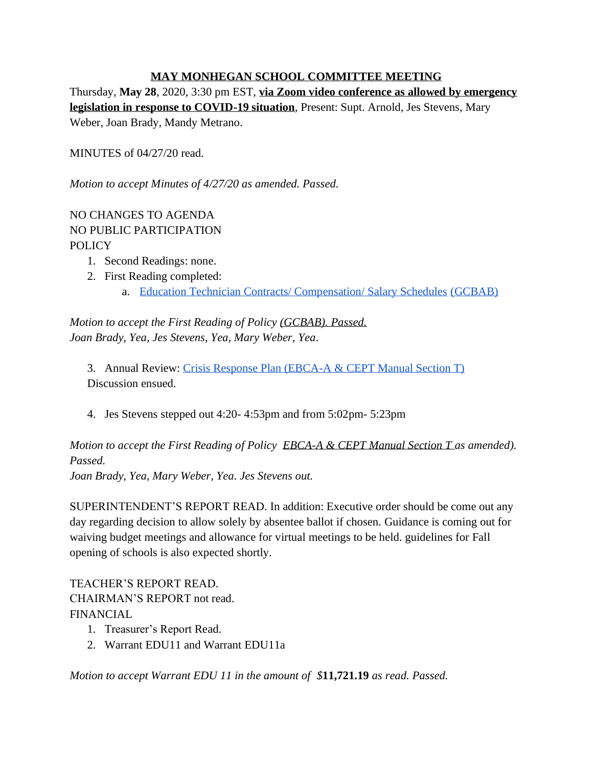# MAY MONHEGAN SCHOOL COMMITTEE MEETING

Thursday, **May 28**, 2020, 3:30 pm EST, **via Zoom video conference as allowed by emergency legislation in response to COVID-19 situation**, Present: Supt. Arnold, Jes Stevens, Mary Weber, Joan Brady, Mandy Metrano.

MINUTES of 04/27/20 read.

*Motion to accept Minutes of 4/27/20 as amended. Passed.*

NO CHANGES TO AGENDA
NO PUBLIC PARTICIPATION
POLICY

1. Second Readings: none.
2. First Reading completed:
   a. Education Technician Contracts/ Compensation/ Salary Schedules (GCBAB)

*Motion to accept the First Reading of Policy (GCBAB). Passed.*
*Joan Brady, Yea, Jes Stevens, Yea, Mary Weber, Yea.*

3. Annual Review: Crisis Response Plan (EBCA-A & CEPT Manual Section T)
   Discussion ensued.

4. Jes Stevens stepped out 4:20- 4:53pm and from 5:02pm- 5:23pm

*Motion to accept the First Reading of Policy EBCA-A & CEPT Manual Section T as amended). Passed.*
*Joan Brady, Yea, Mary Weber, Yea. Jes Stevens out.*

SUPERINTENDENT'S REPORT READ. In addition: Executive order should be come out any day regarding decision to allow solely by absentee ballot if chosen. Guidance is coming out for waiving budget meetings and allowance for virtual meetings to be held. guidelines for Fall opening of schools is also expected shortly.

TEACHER'S REPORT READ.
CHAIRMAN'S REPORT not read.
FINANCIAL

1. Treasurer's Report Read.
2. Warrant EDU11 and Warrant EDU11a

*Motion to accept Warrant EDU 11 in the amount of $***11,721.19** *as read. Passed.*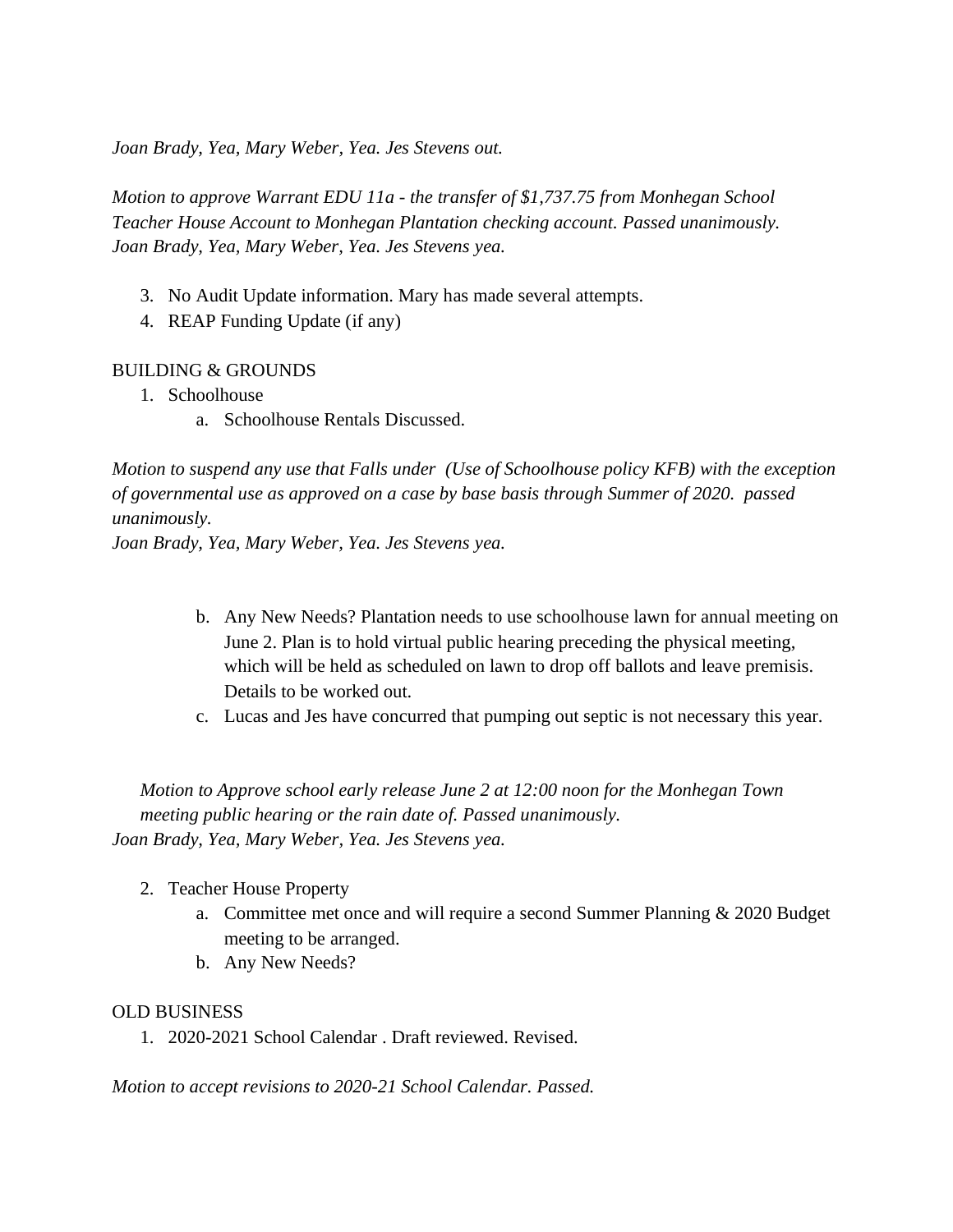*Joan Brady, Yea, Mary Weber, Yea. Jes Stevens out.*

*Motion to approve Warrant EDU 11a - the transfer of $1,737.75 from Monhegan School Teacher House Account to Monhegan Plantation checking account. Passed unanimously. Joan Brady, Yea, Mary Weber, Yea. Jes Stevens yea.*

3. No Audit Update information. Mary has made several attempts.
4. REAP Funding Update (if any)

BUILDING & GROUNDS

1. Schoolhouse
   a. Schoolhouse Rentals Discussed.

*Motion to suspend any use that Falls under (Use of Schoolhouse policy KFB) with the exception of governmental use as approved on a case by base basis through Summer of 2020. passed unanimously.*
*Joan Brady, Yea, Mary Weber, Yea. Jes Stevens yea.*

   b. Any New Needs? Plantation needs to use schoolhouse lawn for annual meeting on June 2. Plan is to hold virtual public hearing preceding the physical meeting, which will be held as scheduled on lawn to drop off ballots and leave premisis. Details to be worked out.
   c. Lucas and Jes have concurred that pumping out septic is not necessary this year.

*Motion to Approve school early release June 2 at 12:00 noon for the Monhegan Town meeting public hearing or the rain date of. Passed unanimously.*
*Joan Brady, Yea, Mary Weber, Yea. Jes Stevens yea.*

2. Teacher House Property
   a. Committee met once and will require a second Summer Planning & 2020 Budget meeting to be arranged.
   b. Any New Needs?

OLD BUSINESS

1. 2020-2021 School Calendar . Draft reviewed. Revised.

*Motion to accept revisions to 2020-21 School Calendar. Passed.*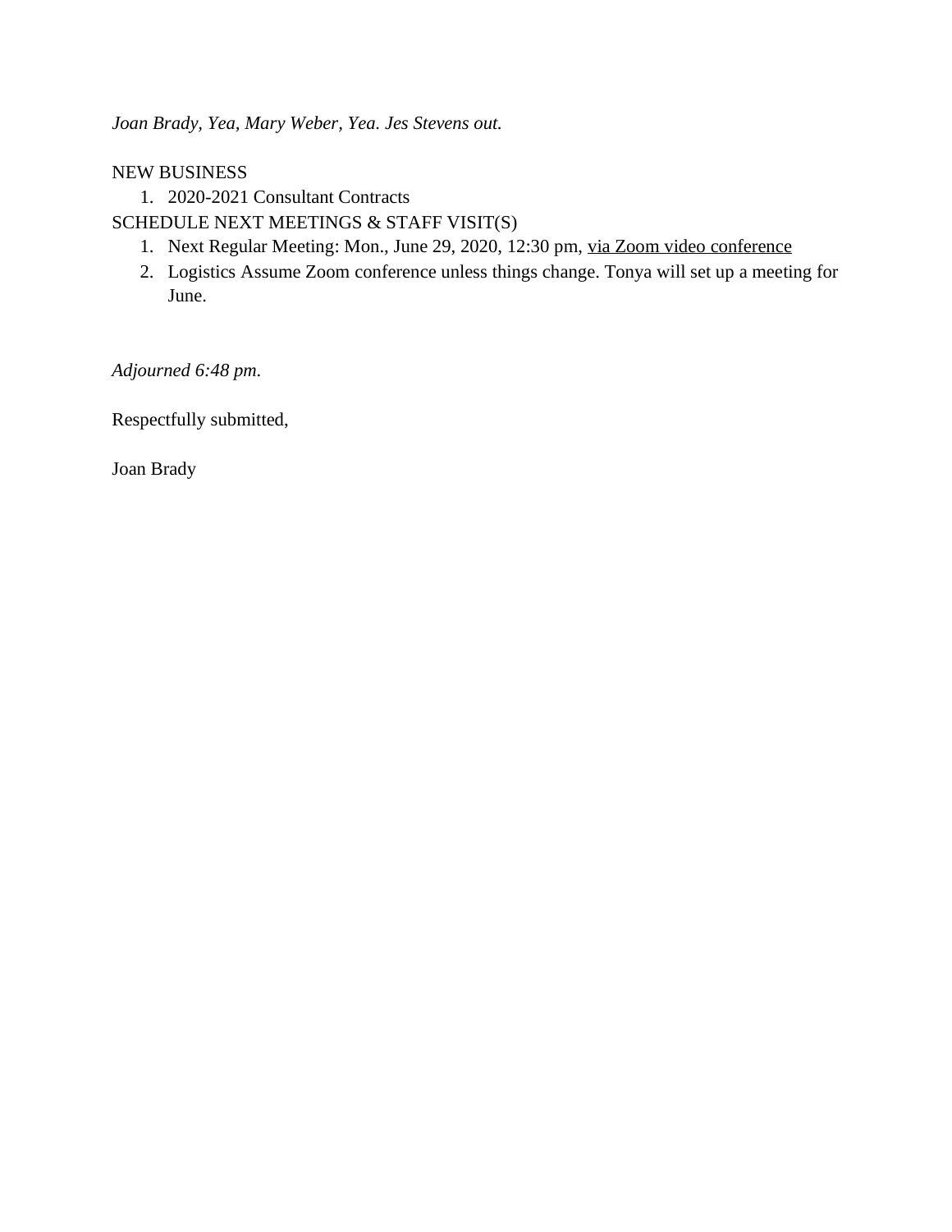*Joan Brady, Yea, Mary Weber, Yea. Jes Stevens out.*

NEW BUSINESS

1. 2020-2021 Consultant Contracts

SCHEDULE NEXT MEETINGS & STAFF VISIT(S)

1. Next Regular Meeting: Mon., June 29, 2020, 12:30 pm, via Zoom video conference
2. Logistics Assume Zoom conference unless things change. Tonya will set up a meeting for June.

*Adjourned 6:48 pm.*

Respectfully submitted,

Joan Brady